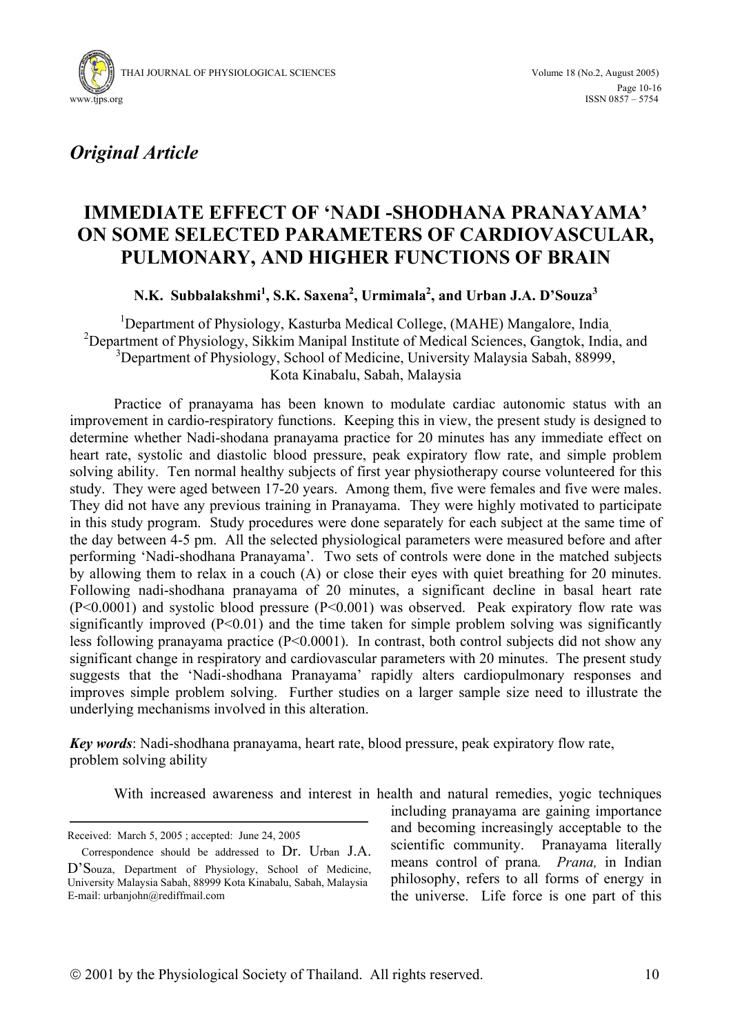*Original Article*

# IMMEDIATE EFFECT OF 'NADI -SHODHANA PRANAYAMA' ON SOME SELECTED PARAMETERS OF CARDIOVASCULAR, PULMONARY, AND HIGHER FUNCTIONS OF BRAIN

**N.K. Subbalakshmi[1], S.K. Saxena[2], Urmimala[2], and Urban J.A. D'Souza[3]**

[1]Department of Physiology, Kasturba Medical College, (MAHE) Mangalore, India,
[2]Department of Physiology, Sikkim Manipal Institute of Medical Sciences, Gangtok, India, and
[3]Department of Physiology, School of Medicine, University Malaysia Sabah, 88999, Kota Kinabalu, Sabah, Malaysia

Practice of pranayama has been known to modulate cardiac autonomic status with an improvement in cardio-respiratory functions. Keeping this in view, the present study is designed to determine whether Nadi-shodana pranayama practice for 20 minutes has any immediate effect on heart rate, systolic and diastolic blood pressure, peak expiratory flow rate, and simple problem solving ability. Ten normal healthy subjects of first year physiotherapy course volunteered for this study. They were aged between 17-20 years. Among them, five were females and five were males. They did not have any previous training in Pranayama. They were highly motivated to participate in this study program. Study procedures were done separately for each subject at the same time of the day between 4-5 pm. All the selected physiological parameters were measured before and after performing 'Nadi-shodhana Pranayama'. Two sets of controls were done in the matched subjects by allowing them to relax in a couch (A) or close their eyes with quiet breathing for 20 minutes. Following nadi-shodhana pranayama of 20 minutes, a significant decline in basal heart rate ($P<0.0001$) and systolic blood pressure ($P<0.001$) was observed. Peak expiratory flow rate was significantly improved ($P<0.01$) and the time taken for simple problem solving was significantly less following pranayama practice ($P<0.0001$). In contrast, both control subjects did not show any significant change in respiratory and cardiovascular parameters with 20 minutes. The present study suggests that the 'Nadi-shodhana Pranayama' rapidly alters cardiopulmonary responses and improves simple problem solving. Further studies on a larger sample size need to illustrate the underlying mechanisms involved in this alteration.

***Key words***: Nadi-shodhana pranayama, heart rate, blood pressure, peak expiratory flow rate, problem solving ability

With increased awareness and interest in health and natural remedies, yogic techniques including pranayama are gaining importance and becoming increasingly acceptable to the scientific community. Pranayama literally means control of prana. *Prana,* in Indian philosophy, refers to all forms of energy in the universe. Life force is one part of this

---

Received: March 5, 2005 ; accepted: June 24, 2005

Correspondence should be addressed to Dr. Urban J.A. D'Souza, Department of Physiology, School of Medicine, University Malaysia Sabah, 88999 Kota Kinabalu, Sabah, Malaysia E-mail: urbanjohn@rediffmail.com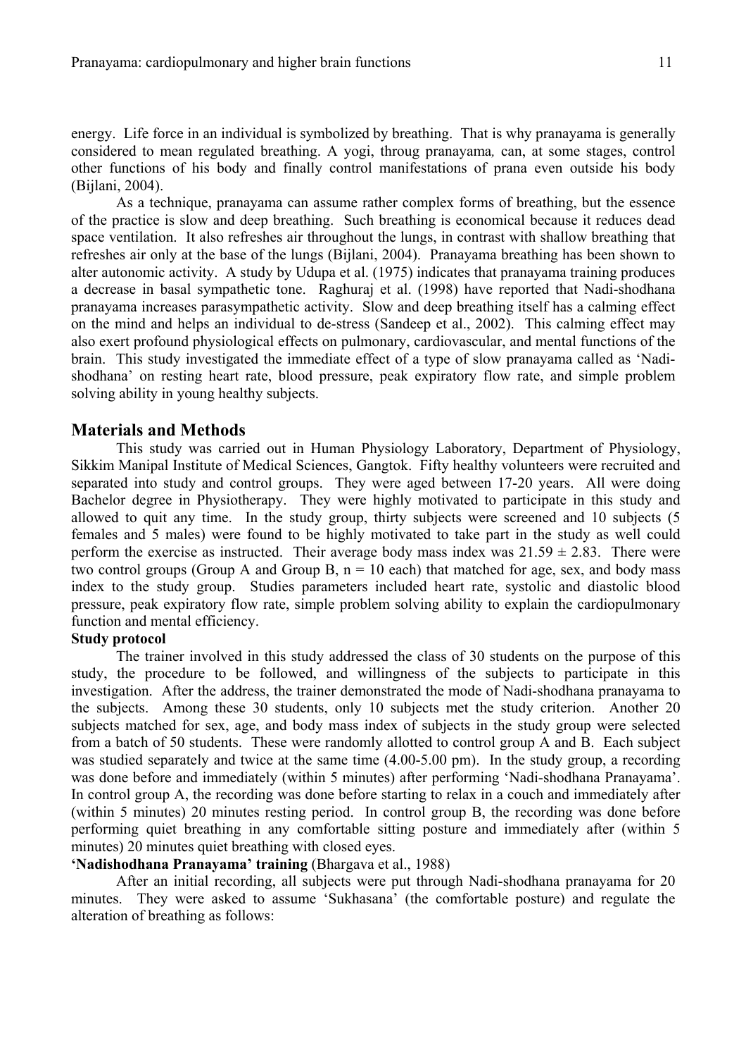energy. Life force in an individual is symbolized by breathing. That is why pranayama is generally considered to mean regulated breathing. A yogi, throug pranayama*,* can, at some stages, control other functions of his body and finally control manifestations of prana even outside his body (Bijlani, 2004).

As a technique, pranayama can assume rather complex forms of breathing, but the essence of the practice is slow and deep breathing. Such breathing is economical because it reduces dead space ventilation. It also refreshes air throughout the lungs, in contrast with shallow breathing that refreshes air only at the base of the lungs (Bijlani, 2004). Pranayama breathing has been shown to alter autonomic activity. A study by Udupa et al. (1975) indicates that pranayama training produces a decrease in basal sympathetic tone. Raghuraj et al. (1998) have reported that Nadi-shodhana pranayama increases parasympathetic activity. Slow and deep breathing itself has a calming effect on the mind and helps an individual to de-stress (Sandeep et al., 2002). This calming effect may also exert profound physiological effects on pulmonary, cardiovascular, and mental functions of the brain. This study investigated the immediate effect of a type of slow pranayama called as 'Nadi-shodhana' on resting heart rate, blood pressure, peak expiratory flow rate, and simple problem solving ability in young healthy subjects.

## Materials and Methods

This study was carried out in Human Physiology Laboratory, Department of Physiology, Sikkim Manipal Institute of Medical Sciences, Gangtok. Fifty healthy volunteers were recruited and separated into study and control groups. They were aged between 17-20 years. All were doing Bachelor degree in Physiotherapy. They were highly motivated to participate in this study and allowed to quit any time. In the study group, thirty subjects were screened and 10 subjects (5 females and 5 males) were found to be highly motivated to take part in the study as well could perform the exercise as instructed. Their average body mass index was $21.59 \pm 2.83$. There were two control groups (Group A and Group B, $n = 10$ each) that matched for age, sex, and body mass index to the study group. Studies parameters included heart rate, systolic and diastolic blood pressure, peak expiratory flow rate, simple problem solving ability to explain the cardiopulmonary function and mental efficiency.

**Study protocol**

The trainer involved in this study addressed the class of 30 students on the purpose of this study, the procedure to be followed, and willingness of the subjects to participate in this investigation. After the address, the trainer demonstrated the mode of Nadi-shodhana pranayama to the subjects. Among these 30 students, only 10 subjects met the study criterion. Another 20 subjects matched for sex, age, and body mass index of subjects in the study group were selected from a batch of 50 students. These were randomly allotted to control group A and B. Each subject was studied separately and twice at the same time (4.00-5.00 pm). In the study group, a recording was done before and immediately (within 5 minutes) after performing 'Nadi-shodhana Pranayama'. In control group A, the recording was done before starting to relax in a couch and immediately after (within 5 minutes) 20 minutes resting period. In control group B, the recording was done before performing quiet breathing in any comfortable sitting posture and immediately after (within 5 minutes) 20 minutes quiet breathing with closed eyes.

**'Nadishodhana Pranayama' training** (Bhargava et al., 1988)

After an initial recording, all subjects were put through Nadi-shodhana pranayama for 20 minutes. They were asked to assume 'Sukhasana' (the comfortable posture) and regulate the alteration of breathing as follows: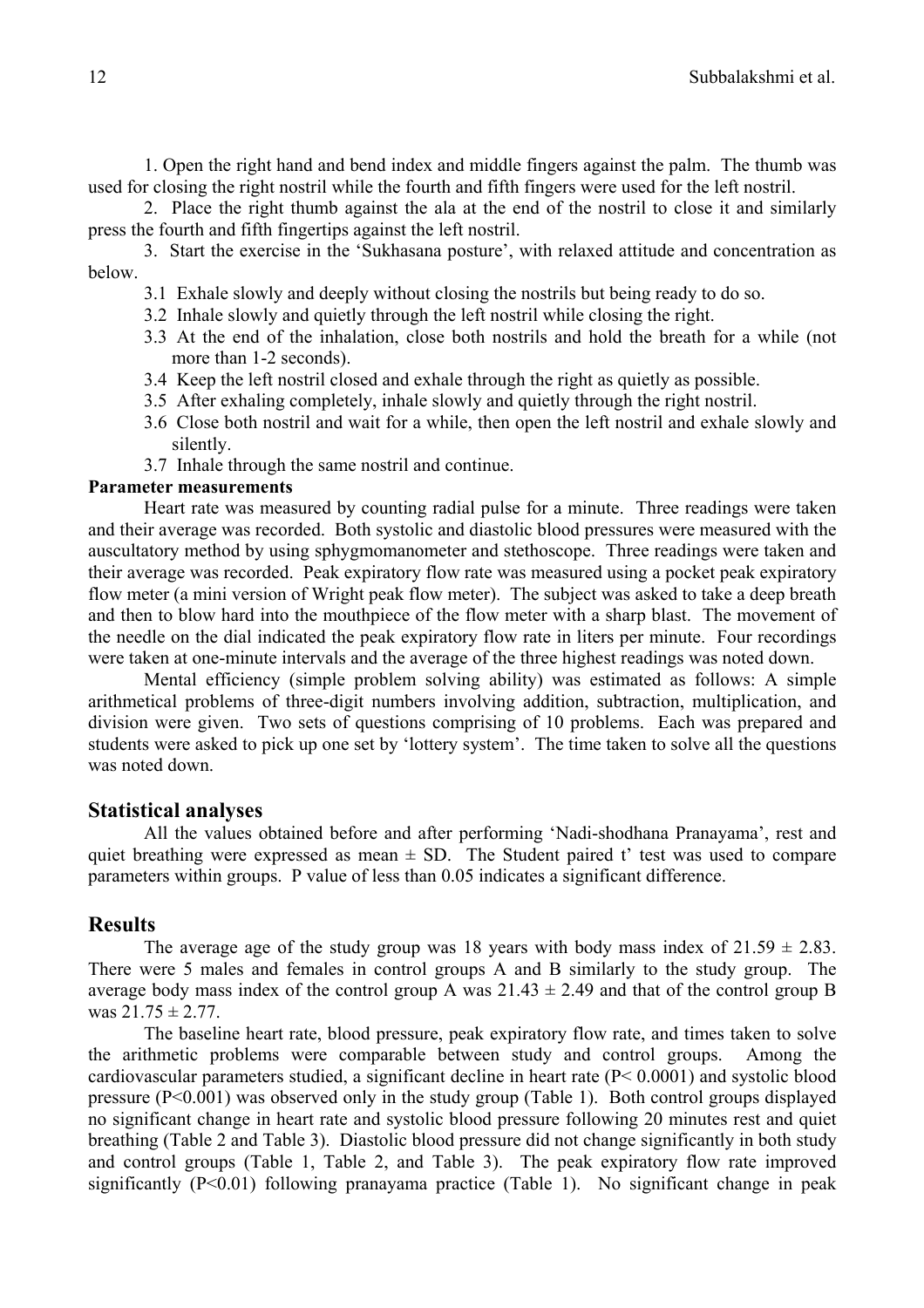1. Open the right hand and bend index and middle fingers against the palm. The thumb was used for closing the right nostril while the fourth and fifth fingers were used for the left nostril.

2. Place the right thumb against the ala at the end of the nostril to close it and similarly press the fourth and fifth fingertips against the left nostril.

3. Start the exercise in the 'Sukhasana posture', with relaxed attitude and concentration as below.
   - 3.1 Exhale slowly and deeply without closing the nostrils but being ready to do so.
   - 3.2 Inhale slowly and quietly through the left nostril while closing the right.
   - 3.3 At the end of the inhalation, close both nostrils and hold the breath for a while (not more than 1-2 seconds).
   - 3.4 Keep the left nostril closed and exhale through the right as quietly as possible.
   - 3.5 After exhaling completely, inhale slowly and quietly through the right nostril.
   - 3.6 Close both nostril and wait for a while, then open the left nostril and exhale slowly and silently.
   - 3.7 Inhale through the same nostril and continue.

**Parameter measurements**

Heart rate was measured by counting radial pulse for a minute. Three readings were taken and their average was recorded. Both systolic and diastolic blood pressures were measured with the auscultatory method by using sphygmomanometer and stethoscope. Three readings were taken and their average was recorded. Peak expiratory flow rate was measured using a pocket peak expiratory flow meter (a mini version of Wright peak flow meter). The subject was asked to take a deep breath and then to blow hard into the mouthpiece of the flow meter with a sharp blast. The movement of the needle on the dial indicated the peak expiratory flow rate in liters per minute. Four recordings were taken at one-minute intervals and the average of the three highest readings was noted down.

Mental efficiency (simple problem solving ability) was estimated as follows: A simple arithmetical problems of three-digit numbers involving addition, subtraction, multiplication, and division were given. Two sets of questions comprising of 10 problems. Each was prepared and students were asked to pick up one set by 'lottery system'. The time taken to solve all the questions was noted down.

## Statistical analyses

All the values obtained before and after performing 'Nadi-shodhana Pranayama', rest and quiet breathing were expressed as mean ± SD. The Student paired t' test was used to compare parameters within groups. P value of less than 0.05 indicates a significant difference.

## Results

The average age of the study group was 18 years with body mass index of 21.59 ± 2.83. There were 5 males and females in control groups A and B similarly to the study group. The average body mass index of the control group A was 21.43 ± 2.49 and that of the control group B was 21.75 ± 2.77.

The baseline heart rate, blood pressure, peak expiratory flow rate, and times taken to solve the arithmetic problems were comparable between study and control groups. Among the cardiovascular parameters studied, a significant decline in heart rate ($P < 0.0001$) and systolic blood pressure ($P<0.001$) was observed only in the study group (Table 1). Both control groups displayed no significant change in heart rate and systolic blood pressure following 20 minutes rest and quiet breathing (Table 2 and Table 3). Diastolic blood pressure did not change significantly in both study and control groups (Table 1, Table 2, and Table 3). The peak expiratory flow rate improved significantly ($P<0.01$) following pranayama practice (Table 1). No significant change in peak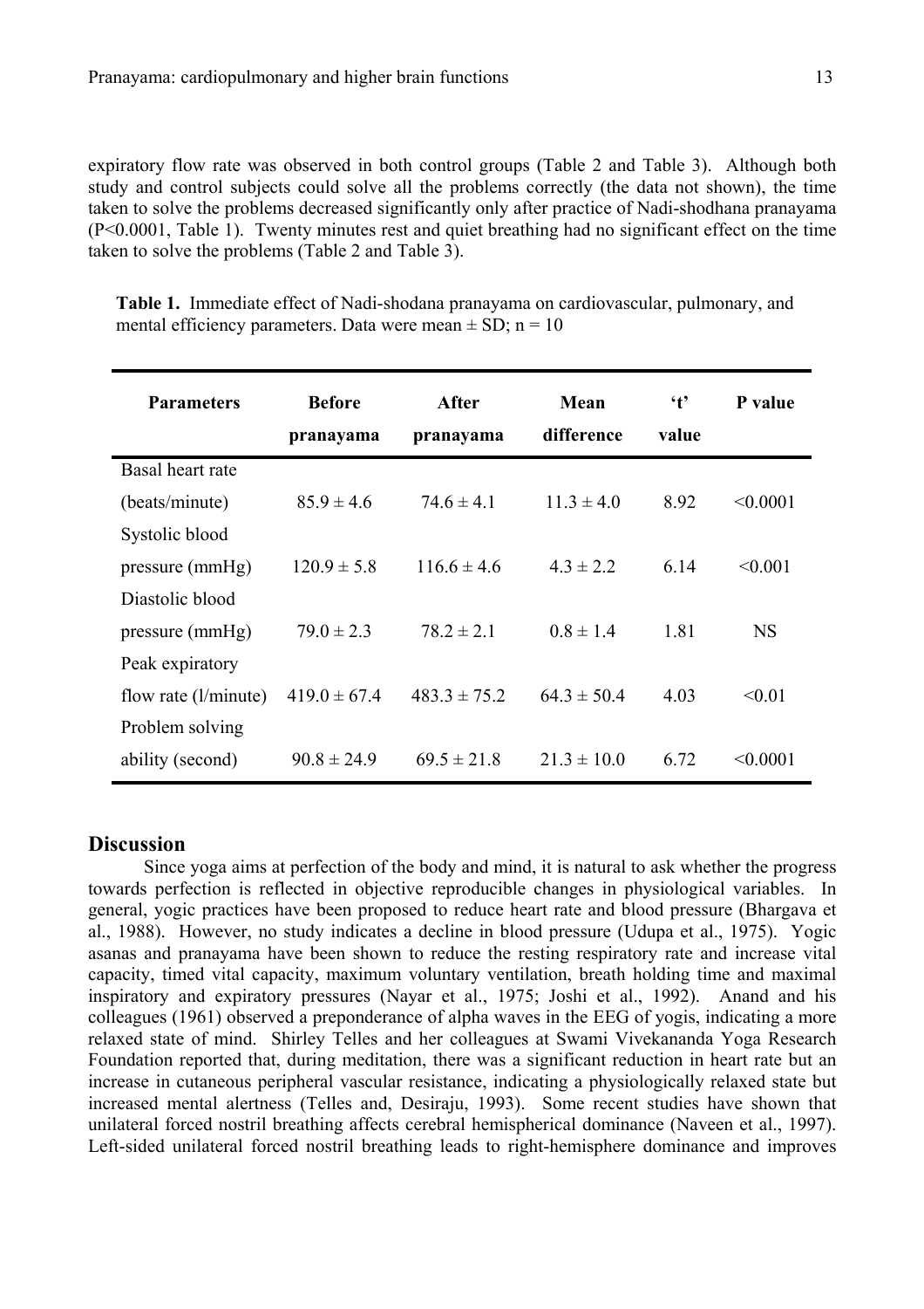expiratory flow rate was observed in both control groups (Table 2 and Table 3). Although both study and control subjects could solve all the problems correctly (the data not shown), the time taken to solve the problems decreased significantly only after practice of Nadi-shodhana pranayama ($P<0.0001$, Table 1). Twenty minutes rest and quiet breathing had no significant effect on the time taken to solve the problems (Table 2 and Table 3).

**Table 1.** Immediate effect of Nadi-shodana pranayama on cardiovascular, pulmonary, and mental efficiency parameters. Data were mean ± SD; n = 10

| Parameters | Before pranayama | After pranayama | Mean difference | 't' value | P value |
|---|---|---|---|---|---|
| Basal heart rate (beats/minute) | 85.9 ± 4.6 | 74.6 ± 4.1 | 11.3 ± 4.0 | 8.92 | <0.0001 |
| Systolic blood pressure (mmHg) | 120.9 ± 5.8 | 116.6 ± 4.6 | 4.3 ± 2.2 | 6.14 | <0.001 |
| Diastolic blood pressure (mmHg) | 79.0 ± 2.3 | 78.2 ± 2.1 | 0.8 ± 1.4 | 1.81 | NS |
| Peak expiratory flow rate (l/minute) | 419.0 ± 67.4 | 483.3 ± 75.2 | 64.3 ± 50.4 | 4.03 | <0.01 |
| Problem solving ability (second) | 90.8 ± 24.9 | 69.5 ± 21.8 | 21.3 ± 10.0 | 6.72 | <0.0001 |

## Discussion

Since yoga aims at perfection of the body and mind, it is natural to ask whether the progress towards perfection is reflected in objective reproducible changes in physiological variables. In general, yogic practices have been proposed to reduce heart rate and blood pressure (Bhargava et al., 1988). However, no study indicates a decline in blood pressure (Udupa et al., 1975). Yogic asanas and pranayama have been shown to reduce the resting respiratory rate and increase vital capacity, timed vital capacity, maximum voluntary ventilation, breath holding time and maximal inspiratory and expiratory pressures (Nayar et al., 1975; Joshi et al., 1992). Anand and his colleagues (1961) observed a preponderance of alpha waves in the EEG of yogis, indicating a more relaxed state of mind. Shirley Telles and her colleagues at Swami Vivekananda Yoga Research Foundation reported that, during meditation, there was a significant reduction in heart rate but an increase in cutaneous peripheral vascular resistance, indicating a physiologically relaxed state but increased mental alertness (Telles and, Desiraju, 1993). Some recent studies have shown that unilateral forced nostril breathing affects cerebral hemispherical dominance (Naveen et al., 1997). Left-sided unilateral forced nostril breathing leads to right-hemisphere dominance and improves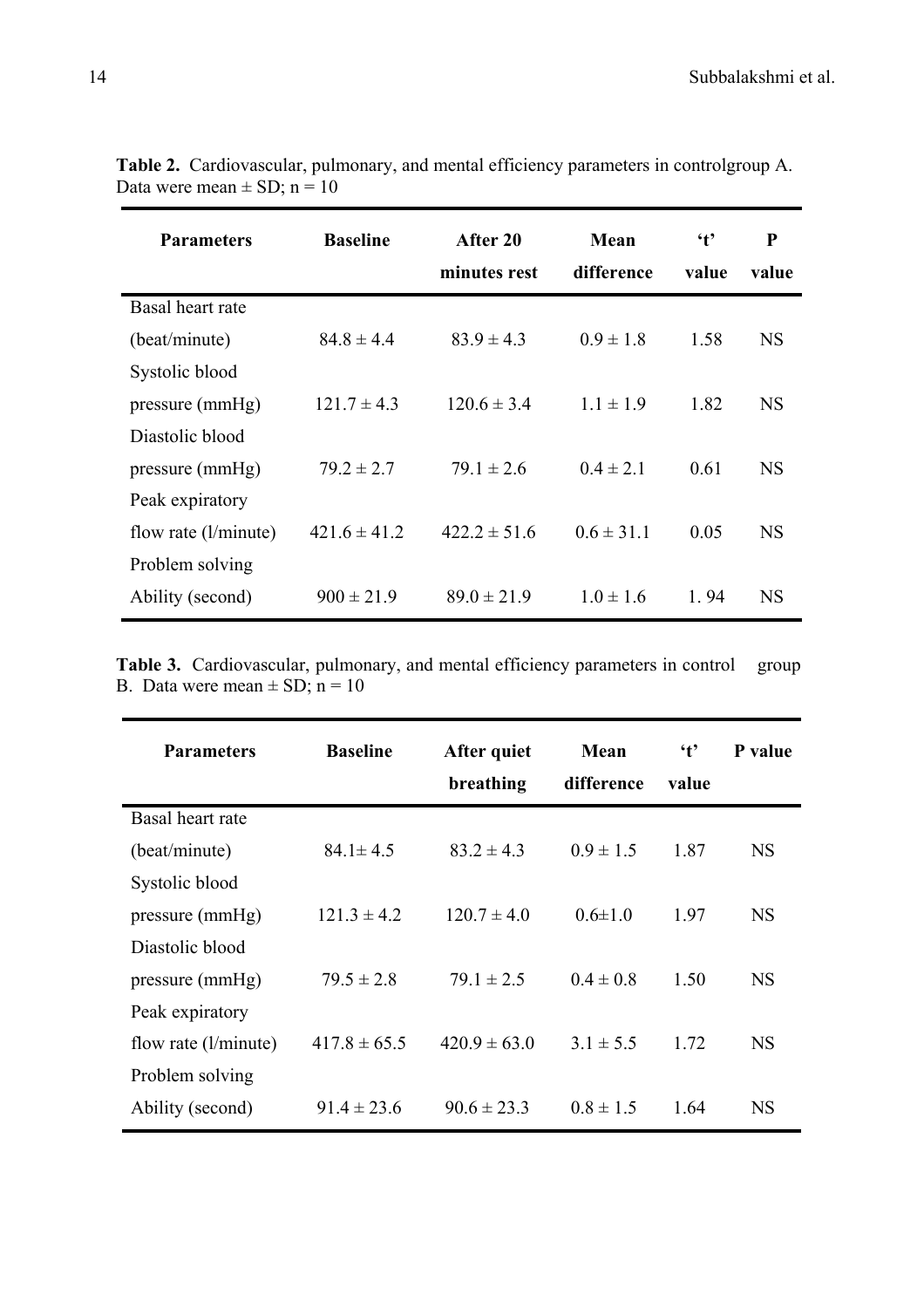**Table 2.** Cardiovascular, pulmonary, and mental efficiency parameters in controlgroup A. Data were mean ± SD; n = 10

| Parameters | Baseline | After 20 minutes rest | Mean difference | 't' value | P value |
|---|---|---|---|---|---|
| Basal heart rate (beat/minute) | 84.8 ± 4.4 | 83.9 ± 4.3 | 0.9 ± 1.8 | 1.58 | NS |
| Systolic blood pressure (mmHg) | 121.7 ± 4.3 | 120.6 ± 3.4 | 1.1 ± 1.9 | 1.82 | NS |
| Diastolic blood pressure (mmHg) | 79.2 ± 2.7 | 79.1 ± 2.6 | 0.4 ± 2.1 | 0.61 | NS |
| Peak expiratory flow rate (l/minute) | 421.6 ± 41.2 | 422.2 ± 51.6 | 0.6 ± 31.1 | 0.05 | NS |
| Problem solving Ability (second) | 900 ± 21.9 | 89.0 ± 21.9 | 1.0 ± 1.6 | 1. 94 | NS |

**Table 3.** Cardiovascular, pulmonary, and mental efficiency parameters in control group B. Data were mean ± SD; n = 10

| Parameters | Baseline | After quiet breathing | Mean difference | 't' value | P value |
|---|---|---|---|---|---|
| Basal heart rate (beat/minute) | 84.1± 4.5 | 83.2 ± 4.3 | 0.9 ± 1.5 | 1.87 | NS |
| Systolic blood pressure (mmHg) | 121.3 ± 4.2 | 120.7 ± 4.0 | 0.6±1.0 | 1.97 | NS |
| Diastolic blood pressure (mmHg) | 79.5 ± 2.8 | 79.1 ± 2.5 | 0.4 ± 0.8 | 1.50 | NS |
| Peak expiratory flow rate (l/minute) | 417.8 ± 65.5 | 420.9 ± 63.0 | 3.1 ± 5.5 | 1.72 | NS |
| Problem solving Ability (second) | 91.4 ± 23.6 | 90.6 ± 23.3 | 0.8 ± 1.5 | 1.64 | NS |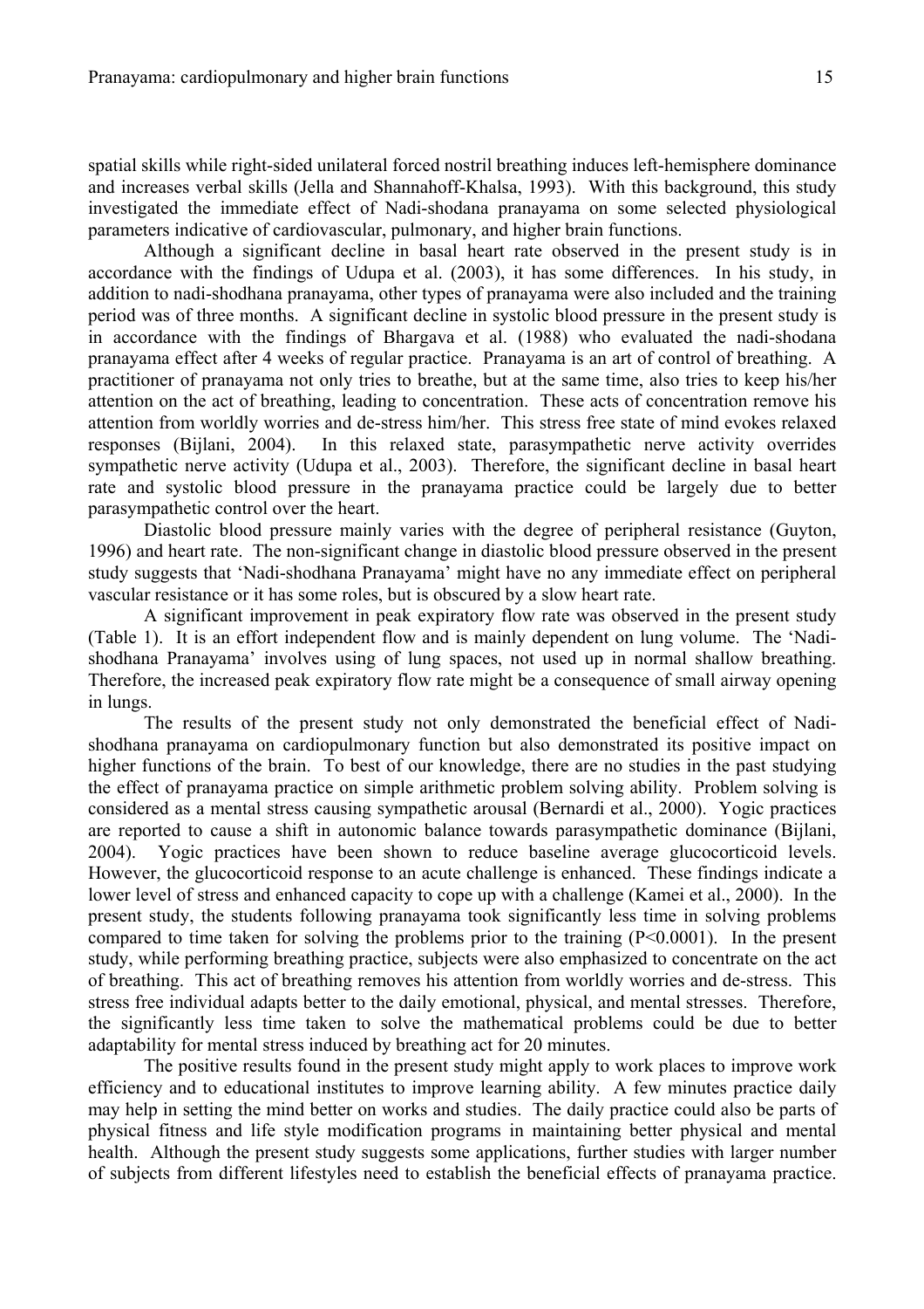spatial skills while right-sided unilateral forced nostril breathing induces left-hemisphere dominance and increases verbal skills (Jella and Shannahoff-Khalsa, 1993). With this background, this study investigated the immediate effect of Nadi-shodana pranayama on some selected physiological parameters indicative of cardiovascular, pulmonary, and higher brain functions.

Although a significant decline in basal heart rate observed in the present study is in accordance with the findings of Udupa et al. (2003), it has some differences. In his study, in addition to nadi-shodhana pranayama, other types of pranayama were also included and the training period was of three months. A significant decline in systolic blood pressure in the present study is in accordance with the findings of Bhargava et al. (1988) who evaluated the nadi-shodana pranayama effect after 4 weeks of regular practice. Pranayama is an art of control of breathing. A practitioner of pranayama not only tries to breathe, but at the same time, also tries to keep his/her attention on the act of breathing, leading to concentration. These acts of concentration remove his attention from worldly worries and de-stress him/her. This stress free state of mind evokes relaxed responses (Bijlani, 2004). In this relaxed state, parasympathetic nerve activity overrides sympathetic nerve activity (Udupa et al., 2003). Therefore, the significant decline in basal heart rate and systolic blood pressure in the pranayama practice could be largely due to better parasympathetic control over the heart.

Diastolic blood pressure mainly varies with the degree of peripheral resistance (Guyton, 1996) and heart rate. The non-significant change in diastolic blood pressure observed in the present study suggests that 'Nadi-shodhana Pranayama' might have no any immediate effect on peripheral vascular resistance or it has some roles, but is obscured by a slow heart rate.

A significant improvement in peak expiratory flow rate was observed in the present study (Table 1). It is an effort independent flow and is mainly dependent on lung volume. The 'Nadi-shodhana Pranayama' involves using of lung spaces, not used up in normal shallow breathing. Therefore, the increased peak expiratory flow rate might be a consequence of small airway opening in lungs.

The results of the present study not only demonstrated the beneficial effect of Nadi-shodhana pranayama on cardiopulmonary function but also demonstrated its positive impact on higher functions of the brain. To best of our knowledge, there are no studies in the past studying the effect of pranayama practice on simple arithmetic problem solving ability. Problem solving is considered as a mental stress causing sympathetic arousal (Bernardi et al., 2000). Yogic practices are reported to cause a shift in autonomic balance towards parasympathetic dominance (Bijlani, 2004). Yogic practices have been shown to reduce baseline average glucocorticoid levels. However, the glucocorticoid response to an acute challenge is enhanced. These findings indicate a lower level of stress and enhanced capacity to cope up with a challenge (Kamei et al., 2000). In the present study, the students following pranayama took significantly less time in solving problems compared to time taken for solving the problems prior to the training ($P<0.0001$). In the present study, while performing breathing practice, subjects were also emphasized to concentrate on the act of breathing. This act of breathing removes his attention from worldly worries and de-stress. This stress free individual adapts better to the daily emotional, physical, and mental stresses. Therefore, the significantly less time taken to solve the mathematical problems could be due to better adaptability for mental stress induced by breathing act for 20 minutes.

The positive results found in the present study might apply to work places to improve work efficiency and to educational institutes to improve learning ability. A few minutes practice daily may help in setting the mind better on works and studies. The daily practice could also be parts of physical fitness and life style modification programs in maintaining better physical and mental health. Although the present study suggests some applications, further studies with larger number of subjects from different lifestyles need to establish the beneficial effects of pranayama practice.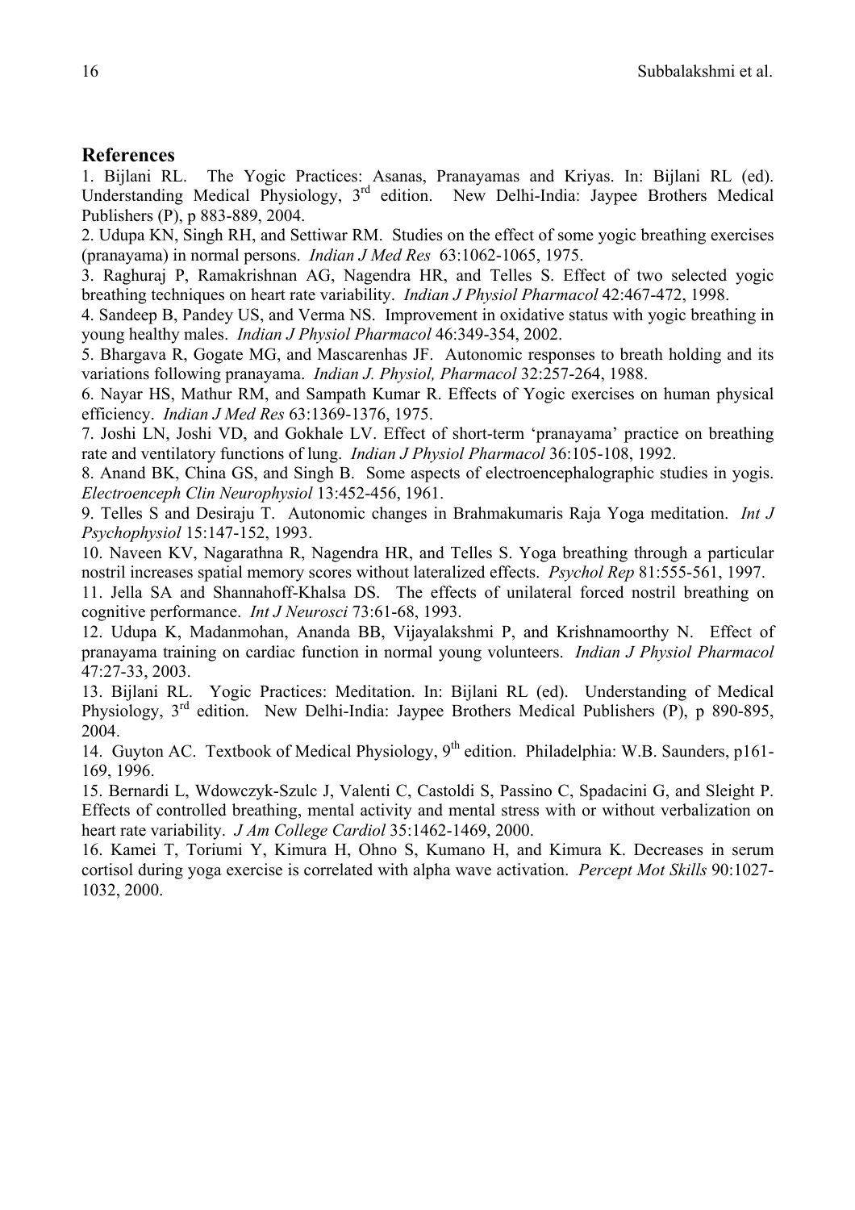## References

1. Bijlani RL. The Yogic Practices: Asanas, Pranayamas and Kriyas. In: Bijlani RL (ed). Understanding Medical Physiology, 3rd edition. New Delhi-India: Jaypee Brothers Medical Publishers (P), p 883-889, 2004.
2. Udupa KN, Singh RH, and Settiwar RM. Studies on the effect of some yogic breathing exercises (pranayama) in normal persons. *Indian J Med Res* 63:1062-1065, 1975.
3. Raghuraj P, Ramakrishnan AG, Nagendra HR, and Telles S. Effect of two selected yogic breathing techniques on heart rate variability. *Indian J Physiol Pharmacol* 42:467-472, 1998.
4. Sandeep B, Pandey US, and Verma NS. Improvement in oxidative status with yogic breathing in young healthy males. *Indian J Physiol Pharmacol* 46:349-354, 2002.
5. Bhargava R, Gogate MG, and Mascarenhas JF. Autonomic responses to breath holding and its variations following pranayama. *Indian J. Physiol, Pharmacol* 32:257-264, 1988.
6. Nayar HS, Mathur RM, and Sampath Kumar R. Effects of Yogic exercises on human physical efficiency. *Indian J Med Res* 63:1369-1376, 1975.
7. Joshi LN, Joshi VD, and Gokhale LV. Effect of short-term 'pranayama' practice on breathing rate and ventilatory functions of lung. *Indian J Physiol Pharmacol* 36:105-108, 1992.
8. Anand BK, China GS, and Singh B. Some aspects of electroencephalographic studies in yogis. *Electroenceph Clin Neurophysiol* 13:452-456, 1961.
9. Telles S and Desiraju T. Autonomic changes in Brahmakumaris Raja Yoga meditation. *Int J Psychophysiol* 15:147-152, 1993.
10. Naveen KV, Nagarathna R, Nagendra HR, and Telles S. Yoga breathing through a particular nostril increases spatial memory scores without lateralized effects. *Psychol Rep* 81:555-561, 1997.
11. Jella SA and Shannahoff-Khalsa DS. The effects of unilateral forced nostril breathing on cognitive performance. *Int J Neurosci* 73:61-68, 1993.
12. Udupa K, Madanmohan, Ananda BB, Vijayalakshmi P, and Krishnamoorthy N. Effect of pranayama training on cardiac function in normal young volunteers. *Indian J Physiol Pharmacol* 47:27-33, 2003.
13. Bijlani RL. Yogic Practices: Meditation. In: Bijlani RL (ed). Understanding of Medical Physiology, 3rd edition. New Delhi-India: Jaypee Brothers Medical Publishers (P), p 890-895, 2004.
14. Guyton AC. Textbook of Medical Physiology, 9th edition. Philadelphia: W.B. Saunders, p161-169, 1996.
15. Bernardi L, Wdowczyk-Szulc J, Valenti C, Castoldi S, Passino C, Spadacini G, and Sleight P. Effects of controlled breathing, mental activity and mental stress with or without verbalization on heart rate variability. *J Am College Cardiol* 35:1462-1469, 2000.
16. Kamei T, Toriumi Y, Kimura H, Ohno S, Kumano H, and Kimura K. Decreases in serum cortisol during yoga exercise is correlated with alpha wave activation. *Percept Mot Skills* 90:1027-1032, 2000.